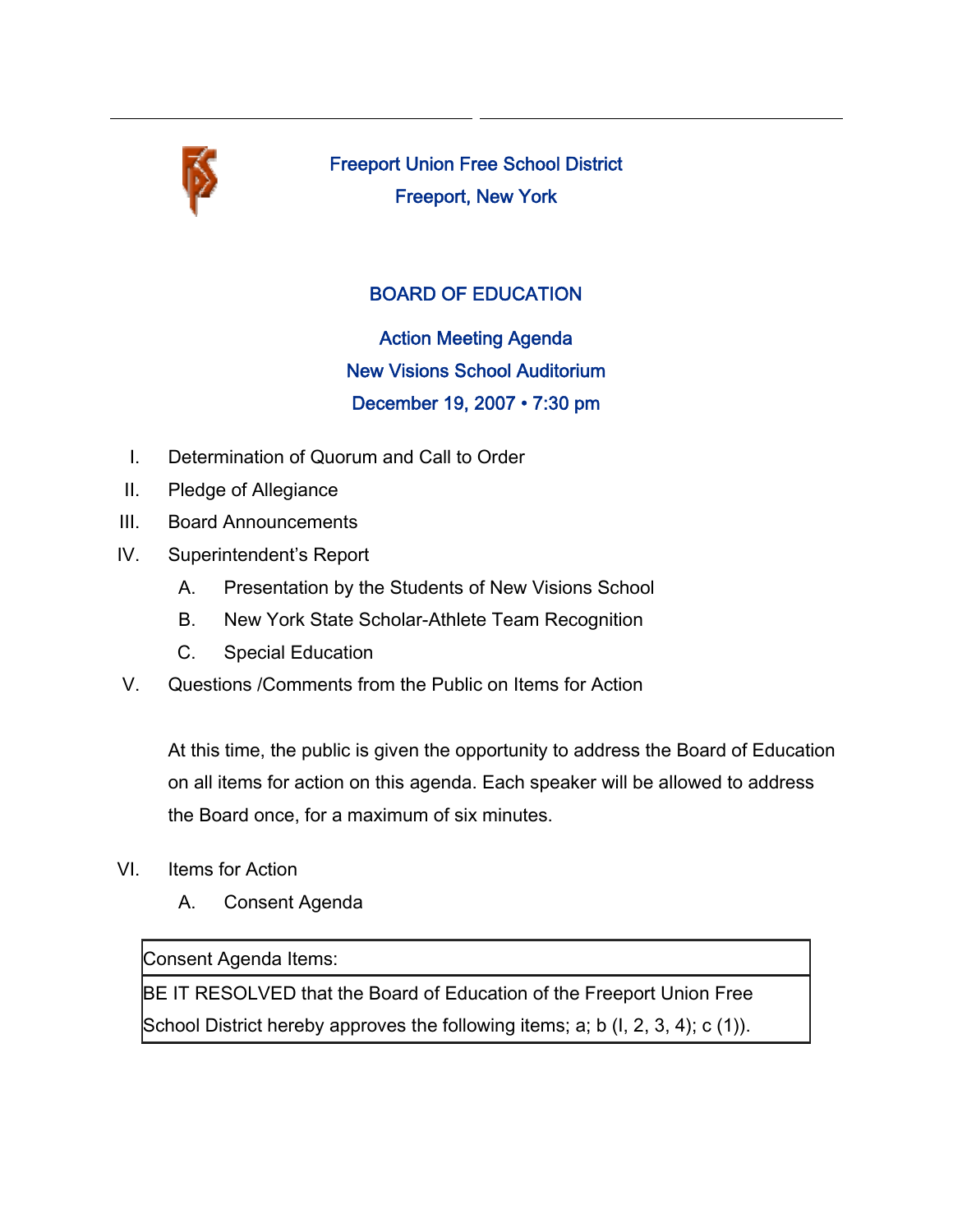# Freeport Union Free School District

## Freeport, New York

## BOARD OF EDUCATION

### Action Meeting Agenda

### New Visions School Auditorium

### December 19, 2007 • 7:30 pm

I. Determination of Quorum and Call to Order

II. Pledge of Allegiance

III. Board Announcements

IV. Superintendent's Report

   A. Presentation by the Students of New Visions School

   B. New York State Scholar-Athlete Team Recognition

   C. Special Education

V. Questions /Comments from the Public on Items for Action

   At this time, the public is given the opportunity to address the Board of Education on all items for action on this agenda. Each speaker will be allowed to address the Board once, for a maximum of six minutes.

VI. Items for Action

   A. Consent Agenda

| Consent Agenda Items: |
|---|
| BE IT RESOLVED that the Board of Education of the Freeport Union Free School District hereby approves the following items; a; b (I, 2, 3, 4); c (1)). |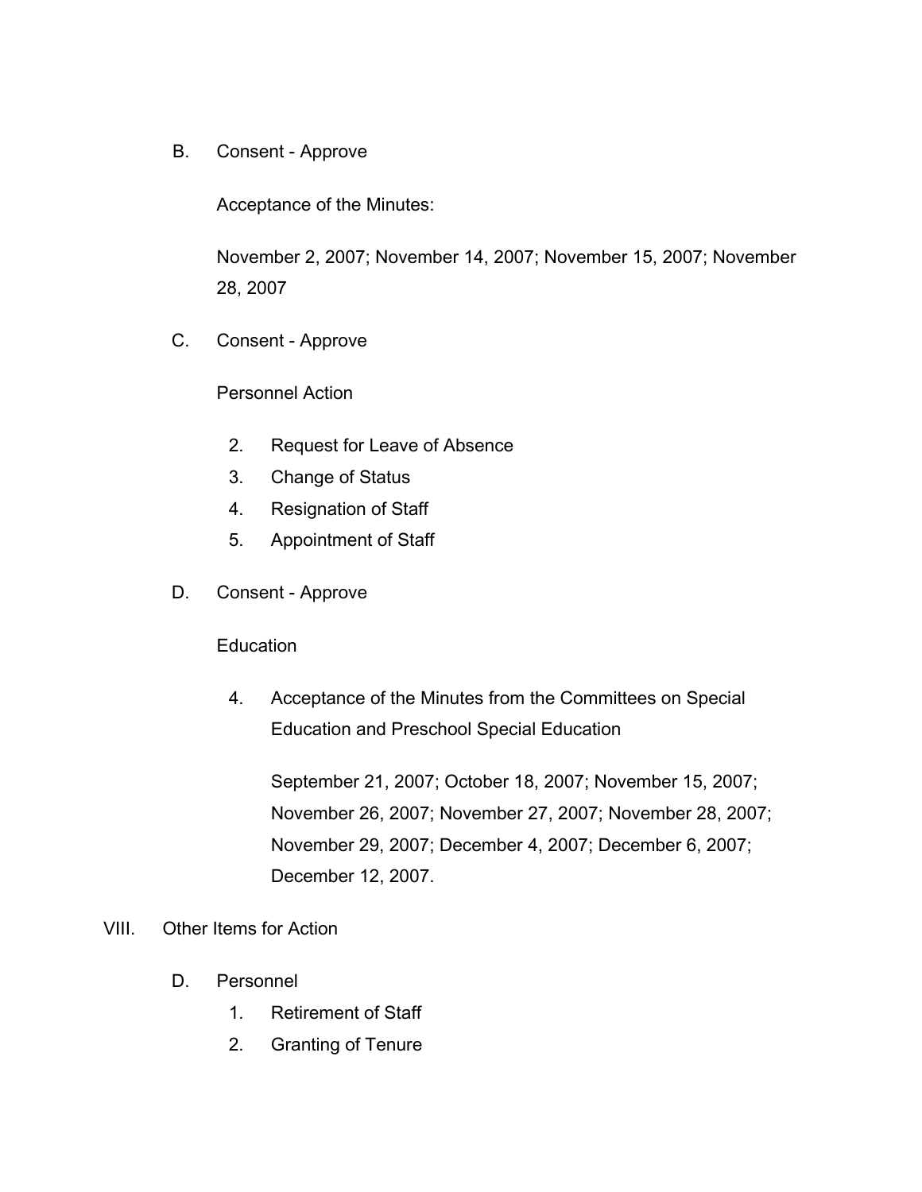B. Consent - Approve

   Acceptance of the Minutes:

   November 2, 2007; November 14, 2007; November 15, 2007; November 28, 2007

C. Consent - Approve

   Personnel Action

   2. Request for Leave of Absence
   3. Change of Status
   4. Resignation of Staff
   5. Appointment of Staff

D. Consent - Approve

   Education

   4. Acceptance of the Minutes from the Committees on Special Education and Preschool Special Education

      September 21, 2007; October 18, 2007; November 15, 2007; November 26, 2007; November 27, 2007; November 28, 2007; November 29, 2007; December 4, 2007; December 6, 2007; December 12, 2007.

VIII. Other Items for Action

D. Personnel
   1. Retirement of Staff
   2. Granting of Tenure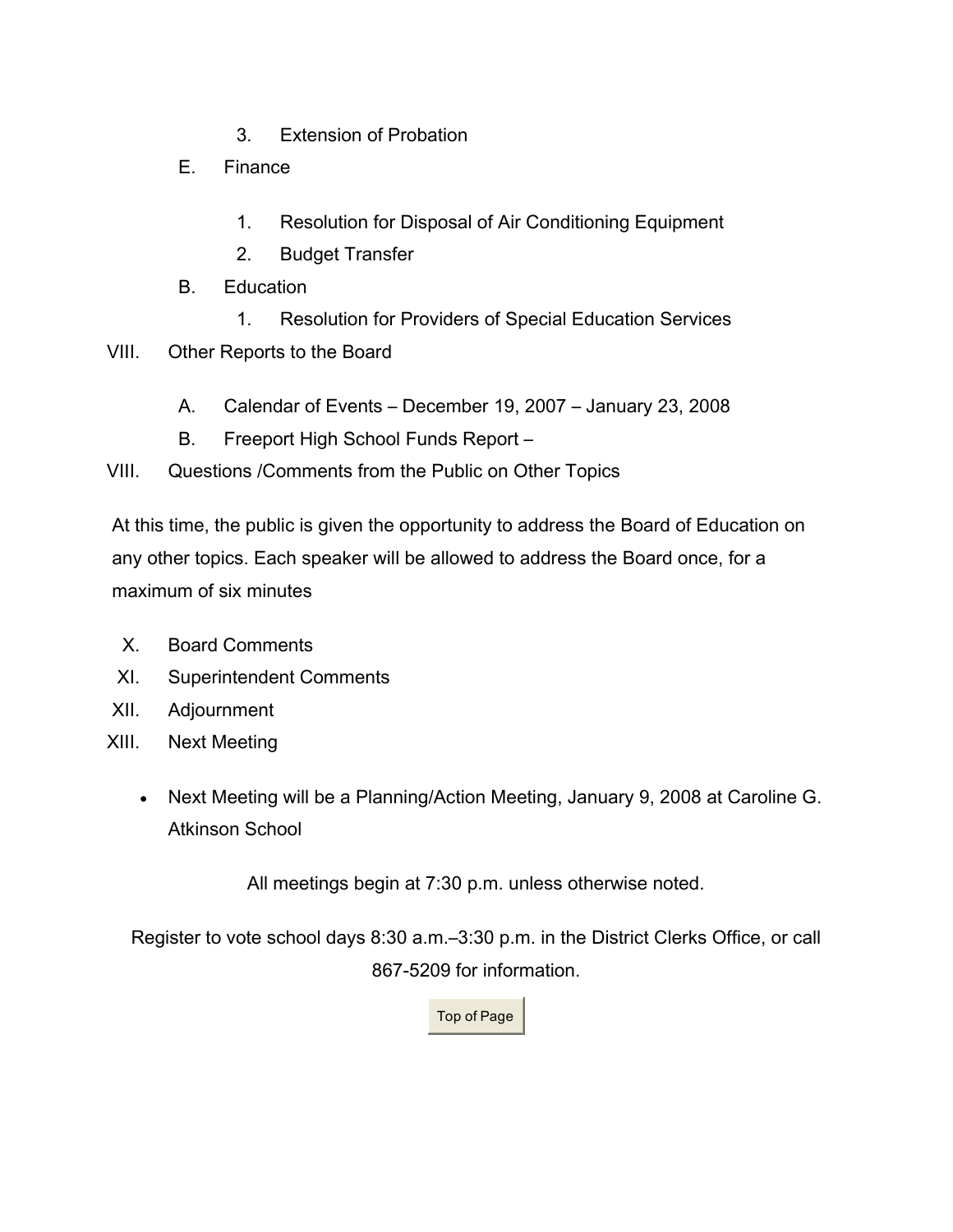3. Extension of Probation

E. Finance

1. Resolution for Disposal of Air Conditioning Equipment
2. Budget Transfer

B. Education

1. Resolution for Providers of Special Education Services

VIII. Other Reports to the Board

A. Calendar of Events – December 19, 2007 – January 23, 2008

B. Freeport High School Funds Report –

VIII. Questions /Comments from the Public on Other Topics

At this time, the public is given the opportunity to address the Board of Education on any other topics. Each speaker will be allowed to address the Board once, for a maximum of six minutes

X. Board Comments

XI. Superintendent Comments

XII. Adjournment

XIII. Next Meeting

- Next Meeting will be a Planning/Action Meeting, January 9, 2008 at Caroline G. Atkinson School

All meetings begin at 7:30 p.m. unless otherwise noted.

Register to vote school days 8:30 a.m.–3:30 p.m. in the District Clerks Office, or call 867-5209 for information.

Top of Page